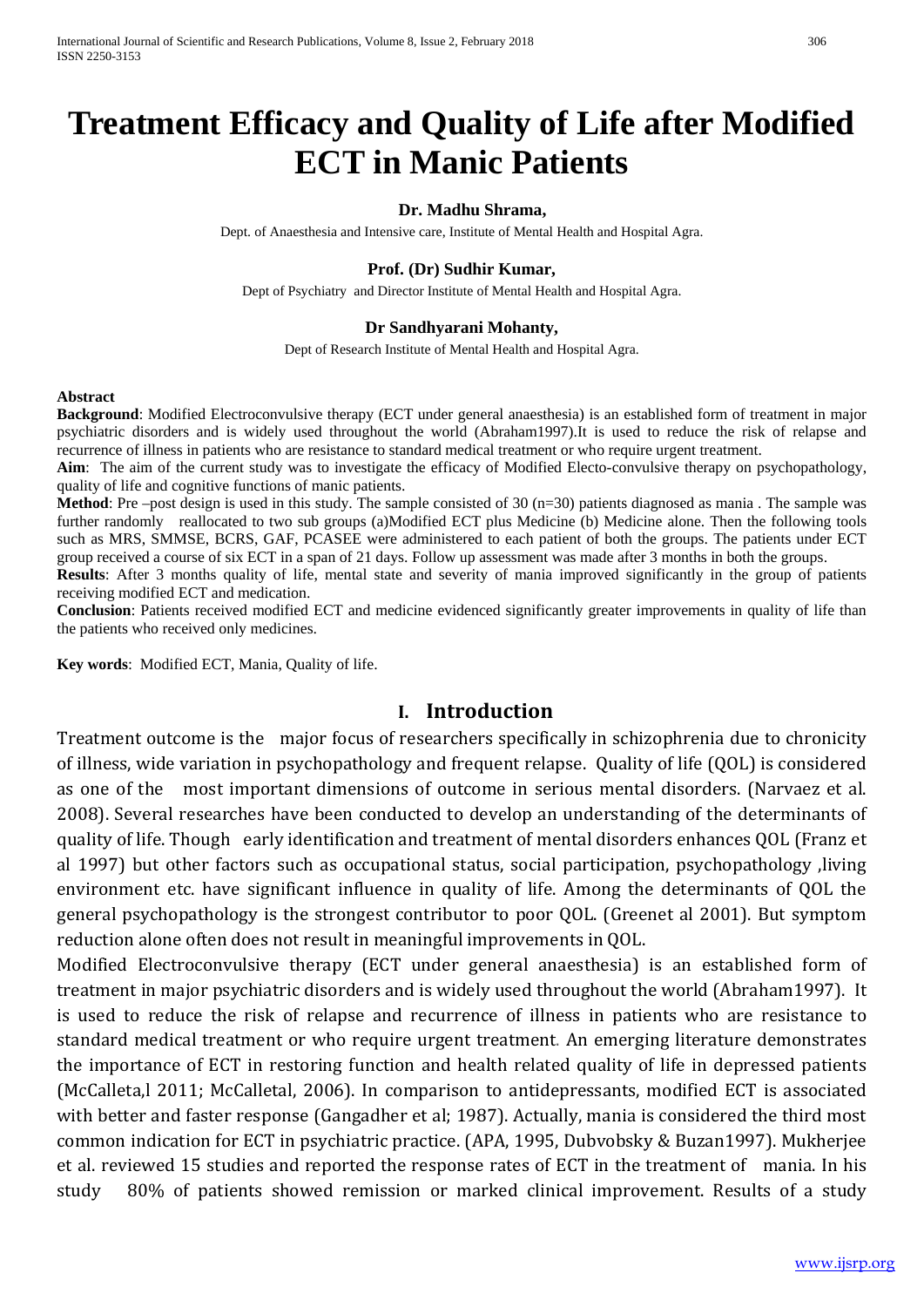# Treatment Efficacy and Quality of Life after Modified ECT in Manic Patients

**Dr. Madhu Shrama,**

Dept. of Anaesthesia and Intensive care, Institute of Mental Health and Hospital Agra.

**Prof. (Dr) Sudhir Kumar,**

Dept of Psychiatry and Director Institute of Mental Health and Hospital Agra.

**Dr Sandhyarani Mohanty,**

Dept of Research Institute of Mental Health and Hospital Agra.

**Abstract**

**Background**: Modified Electroconvulsive therapy (ECT under general anaesthesia) is an established form of treatment in major psychiatric disorders and is widely used throughout the world (Abraham1997).It is used to reduce the risk of relapse and recurrence of illness in patients who are resistance to standard medical treatment or who require urgent treatment.

**Aim**: The aim of the current study was to investigate the efficacy of Modified Electo-convulsive therapy on psychopathology, quality of life and cognitive functions of manic patients.

**Method**: Pre –post design is used in this study. The sample consisted of 30 (n=30) patients diagnosed as mania . The sample was further randomly reallocated to two sub groups (a)Modified ECT plus Medicine (b) Medicine alone. Then the following tools such as MRS, SMMSE, BCRS, GAF, PCASEE were administered to each patient of both the groups. The patients under ECT group received a course of six ECT in a span of 21 days. Follow up assessment was made after 3 months in both the groups.

**Results**: After 3 months quality of life, mental state and severity of mania improved significantly in the group of patients receiving modified ECT and medication.

**Conclusion**: Patients received modified ECT and medicine evidenced significantly greater improvements in quality of life than the patients who received only medicines.

**Key words**: Modified ECT, Mania, Quality of life.

## I. Introduction

Treatment outcome is the major focus of researchers specifically in schizophrenia due to chronicity of illness, wide variation in psychopathology and frequent relapse. Quality of life (QOL) is considered as one of the most important dimensions of outcome in serious mental disorders. (Narvaez et al. 2008). Several researches have been conducted to develop an understanding of the determinants of quality of life. Though early identification and treatment of mental disorders enhances QOL (Franz et al 1997) but other factors such as occupational status, social participation, psychopathology ,living environment etc. have significant influence in quality of life. Among the determinants of QOL the general psychopathology is the strongest contributor to poor QOL. (Greenet al 2001). But symptom reduction alone often does not result in meaningful improvements in QOL.

Modified Electroconvulsive therapy (ECT under general anaesthesia) is an established form of treatment in major psychiatric disorders and is widely used throughout the world (Abraham1997). It is used to reduce the risk of relapse and recurrence of illness in patients who are resistance to standard medical treatment or who require urgent treatment. An emerging literature demonstrates the importance of ECT in restoring function and health related quality of life in depressed patients (McCalleta,l 2011; McCalletal, 2006). In comparison to antidepressants, modified ECT is associated with better and faster response (Gangadher et al; 1987). Actually, mania is considered the third most common indication for ECT in psychiatric practice. (APA, 1995, Dubvobsky & Buzan1997). Mukherjee et al. reviewed 15 studies and reported the response rates of ECT in the treatment of mania. In his study 80% of patients showed remission or marked clinical improvement. Results of a study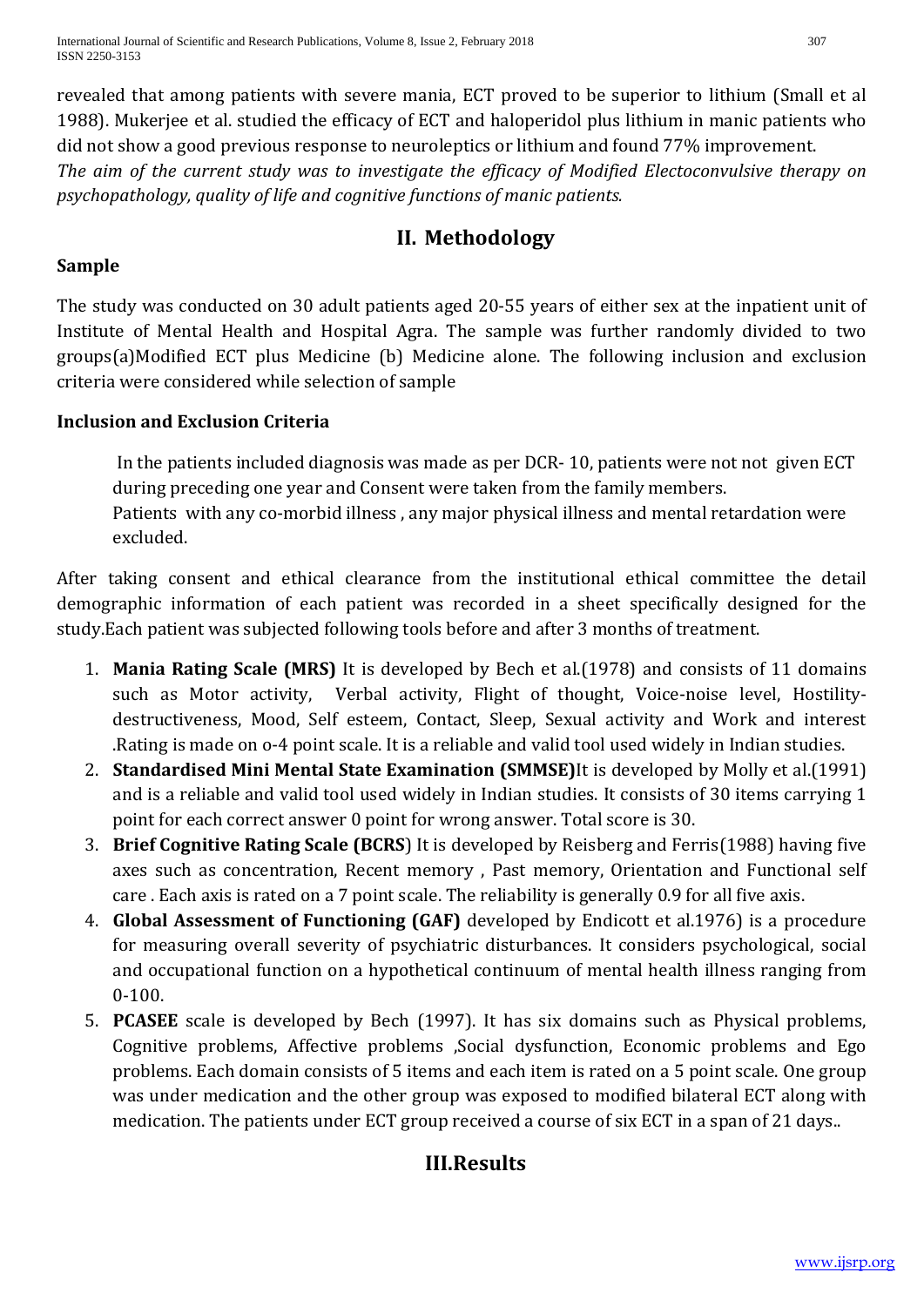revealed that among patients with severe mania, ECT proved to be superior to lithium (Small et al 1988). Mukerjee et al. studied the efficacy of ECT and haloperidol plus lithium in manic patients who did not show a good previous response to neuroleptics or lithium and found 77% improvement.

*The aim of the current study was to investigate the efficacy of Modified Electoconvulsive therapy on psychopathology, quality of life and cognitive functions of manic patients.*

## II. Methodology

### Sample

The study was conducted on 30 adult patients aged 20-55 years of either sex at the inpatient unit of Institute of Mental Health and Hospital Agra. The sample was further randomly divided to two groups(a)Modified ECT plus Medicine (b) Medicine alone. The following inclusion and exclusion criteria were considered while selection of sample

### Inclusion and Exclusion Criteria

In the patients included diagnosis was made as per DCR- 10, patients were not not given ECT during preceding one year and Consent were taken from the family members.
Patients with any co-morbid illness , any major physical illness and mental retardation were excluded.

After taking consent and ethical clearance from the institutional ethical committee the detail demographic information of each patient was recorded in a sheet specifically designed for the study.Each patient was subjected following tools before and after 3 months of treatment.

1. **Mania Rating Scale (MRS)** It is developed by Bech et al.(1978) and consists of 11 domains such as Motor activity, Verbal activity, Flight of thought, Voice-noise level, Hostility-destructiveness, Mood, Self esteem, Contact, Sleep, Sexual activity and Work and interest .Rating is made on o-4 point scale. It is a reliable and valid tool used widely in Indian studies.
2. **Standardised Mini Mental State Examination (SMMSE)**It is developed by Molly et al.(1991) and is a reliable and valid tool used widely in Indian studies. It consists of 30 items carrying 1 point for each correct answer 0 point for wrong answer. Total score is 30.
3. **Brief Cognitive Rating Scale (BCRS**) It is developed by Reisberg and Ferris(1988) having five axes such as concentration, Recent memory , Past memory, Orientation and Functional self care . Each axis is rated on a 7 point scale. The reliability is generally 0.9 for all five axis.
4. **Global Assessment of Functioning (GAF)** developed by Endicott et al.1976) is a procedure for measuring overall severity of psychiatric disturbances. It considers psychological, social and occupational function on a hypothetical continuum of mental health illness ranging from 0-100.
5. **PCASEE** scale is developed by Bech (1997). It has six domains such as Physical problems, Cognitive problems, Affective problems ,Social dysfunction, Economic problems and Ego problems. Each domain consists of 5 items and each item is rated on a 5 point scale. One group was under medication and the other group was exposed to modified bilateral ECT along with medication. The patients under ECT group received a course of six ECT in a span of 21 days..

## III.Results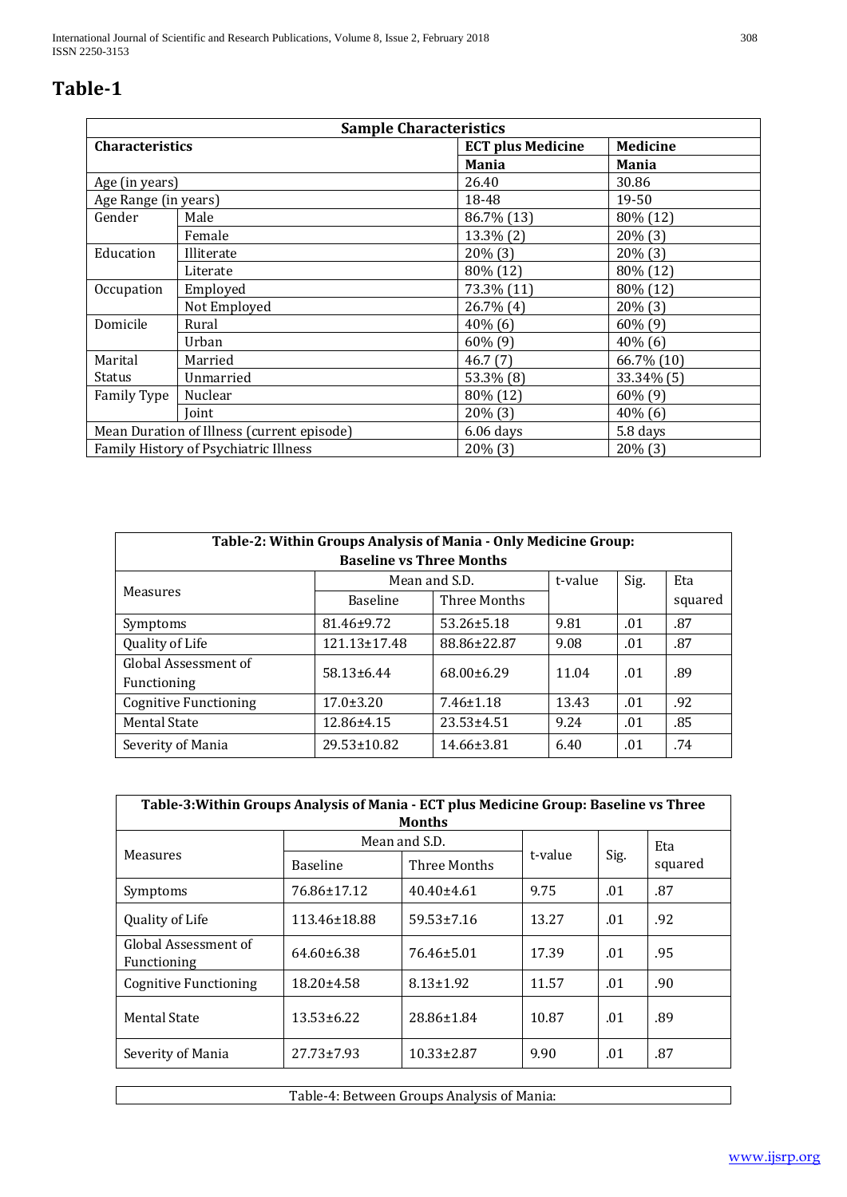# Table-1

| Sample Characteristics | | | |
|---|---|---|---|
| **Characteristics** | | **ECT plus Medicine** | **Medicine** |
| | | **Mania** | **Mania** |
| Age (in years) | | 26.40 | 30.86 |
| Age Range (in years) | | 18-48 | 19-50 |
| Gender | Male | 86.7% (13) | 80% (12) |
| | Female | 13.3% (2) | 20% (3) |
| Education | Illiterate | 20% (3) | 20% (3) |
| | Literate | 80% (12) | 80% (12) |
| Occupation | Employed | 73.3% (11) | 80% (12) |
| | Not Employed | 26.7% (4) | 20% (3) |
| Domicile | Rural | 40% (6) | 60% (9) |
| | Urban | 60% (9) | 40% (6) |
| Marital Status | Married | 46.7 (7) | 66.7% (10) |
| | Unmarried | 53.3% (8) | 33.34% (5) |
| Family Type | Nuclear | 80% (12) | 60% (9) |
| | Joint | 20% (3) | 40% (6) |
| Mean Duration of Illness (current episode) | | 6.06 days | 5.8 days |
| Family History of Psychiatric Illness | | 20% (3) | 20% (3) |

**Table-2: Within Groups Analysis of Mania - Only Medicine Group: Baseline vs Three Months**

| Measures | Mean and S.D. | | t-value | Sig. | Eta squared |
|---|---|---|---|---|---|
| | Baseline | Three Months | | | |
| Symptoms | 81.46±9.72 | 53.26±5.18 | 9.81 | .01 | .87 |
| Quality of Life | 121.13±17.48 | 88.86±22.87 | 9.08 | .01 | .87 |
| Global Assessment of Functioning | 58.13±6.44 | 68.00±6.29 | 11.04 | .01 | .89 |
| Cognitive Functioning | 17.0±3.20 | 7.46±1.18 | 13.43 | .01 | .92 |
| Mental State | 12.86±4.15 | 23.53±4.51 | 9.24 | .01 | .85 |
| Severity of Mania | 29.53±10.82 | 14.66±3.81 | 6.40 | .01 | .74 |

**Table-3:Within Groups Analysis of Mania - ECT plus Medicine Group: Baseline vs Three Months**

| Measures | Mean and S.D. | | t-value | Sig. | Eta squared |
|---|---|---|---|---|---|
| | Baseline | Three Months | | | |
| Symptoms | 76.86±17.12 | 40.40±4.61 | 9.75 | .01 | .87 |
| Quality of Life | 113.46±18.88 | 59.53±7.16 | 13.27 | .01 | .92 |
| Global Assessment of Functioning | 64.60±6.38 | 76.46±5.01 | 17.39 | .01 | .95 |
| Cognitive Functioning | 18.20±4.58 | 8.13±1.92 | 11.57 | .01 | .90 |
| Mental State | 13.53±6.22 | 28.86±1.84 | 10.87 | .01 | .89 |
| Severity of Mania | 27.73±7.93 | 10.33±2.87 | 9.90 | .01 | .87 |

Table-4: Between Groups Analysis of Mania: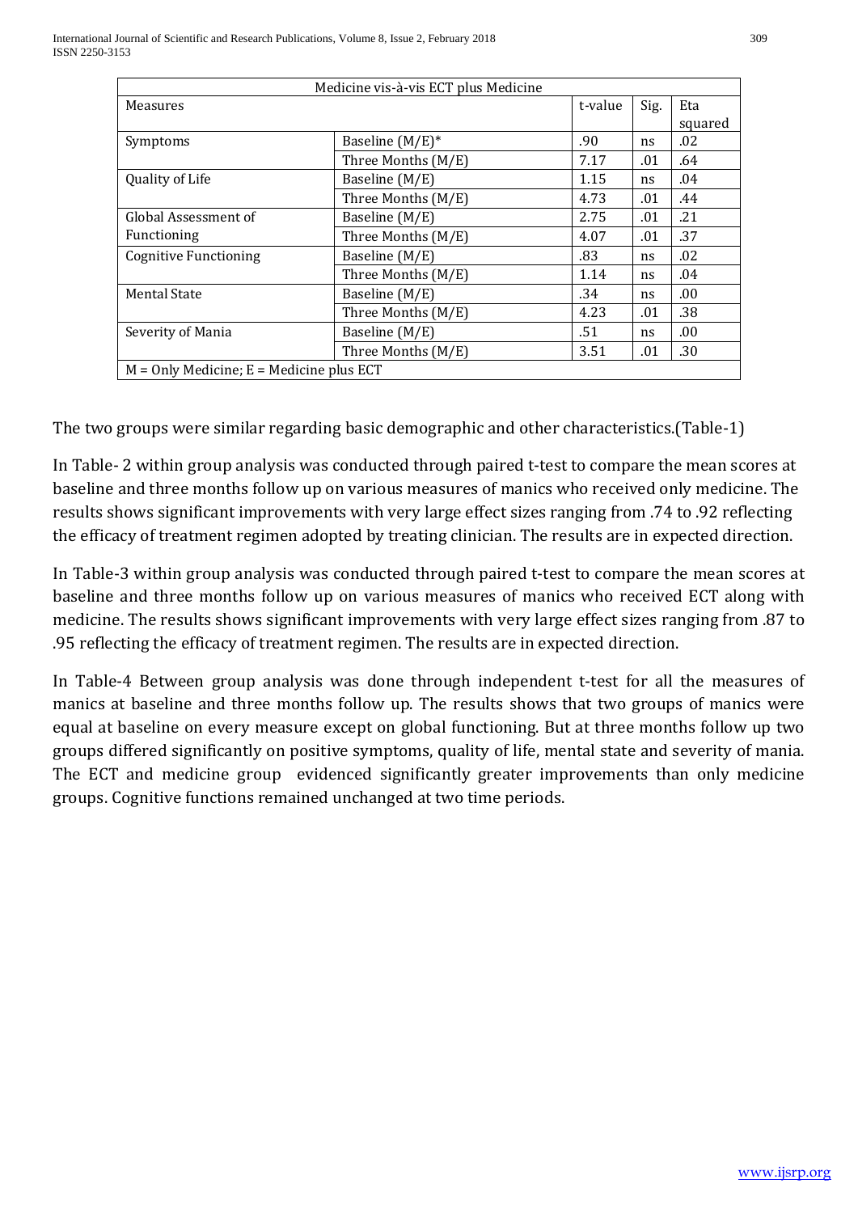| Medicine vis-à-vis ECT plus Medicine | | | | |
|---|---|---|---|---|
| Measures | | t-value | Sig. | Eta squared |
| Symptoms | Baseline (M/E)* | .90 | ns | .02 |
| | Three Months (M/E) | 7.17 | .01 | .64 |
| Quality of Life | Baseline (M/E) | 1.15 | ns | .04 |
| | Three Months (M/E) | 4.73 | .01 | .44 |
| Global Assessment of Functioning | Baseline (M/E) | 2.75 | .01 | .21 |
| | Three Months (M/E) | 4.07 | .01 | .37 |
| Cognitive Functioning | Baseline (M/E) | .83 | ns | .02 |
| | Three Months (M/E) | 1.14 | ns | .04 |
| Mental State | Baseline (M/E) | .34 | ns | .00 |
| | Three Months (M/E) | 4.23 | .01 | .38 |
| Severity of Mania | Baseline (M/E) | .51 | ns | .00 |
| | Three Months (M/E) | 3.51 | .01 | .30 |
| M = Only Medicine; E = Medicine plus ECT | | | | |

The two groups were similar regarding basic demographic and other characteristics.(Table-1)

In Table- 2 within group analysis was conducted through paired t-test to compare the mean scores at baseline and three months follow up on various measures of manics who received only medicine. The results shows significant improvements with very large effect sizes ranging from .74 to .92 reflecting the efficacy of treatment regimen adopted by treating clinician. The results are in expected direction.

In Table-3 within group analysis was conducted through paired t-test to compare the mean scores at baseline and three months follow up on various measures of manics who received ECT along with medicine. The results shows significant improvements with very large effect sizes ranging from .87 to .95 reflecting the efficacy of treatment regimen. The results are in expected direction.

In Table-4 Between group analysis was done through independent t-test for all the measures of manics at baseline and three months follow up. The results shows that two groups of manics were equal at baseline on every measure except on global functioning. But at three months follow up two groups differed significantly on positive symptoms, quality of life, mental state and severity of mania. The ECT and medicine group evidenced significantly greater improvements than only medicine groups. Cognitive functions remained unchanged at two time periods.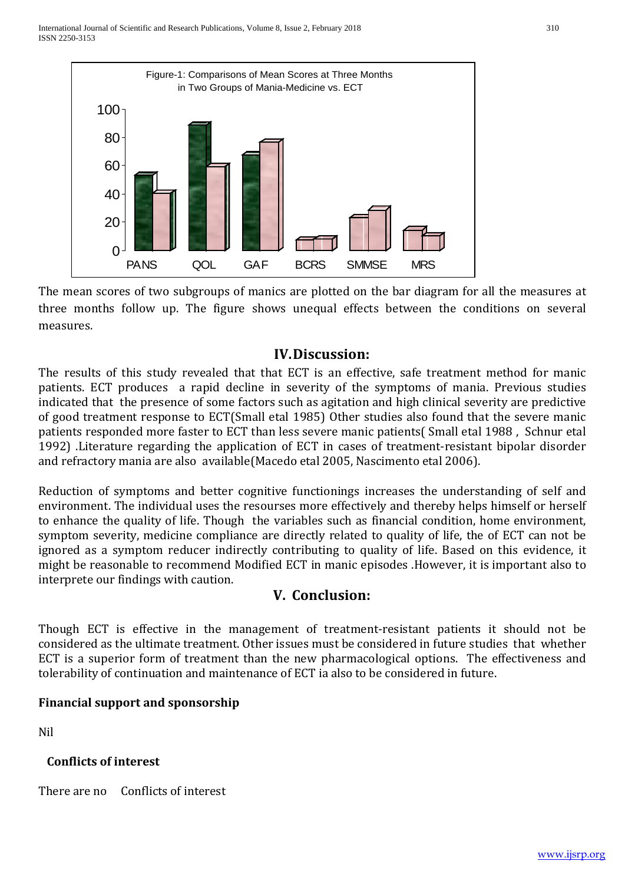Figure-1: Comparisons of Mean Scores at Three Months in Two Groups of Mania-Medicine vs. ECT

The mean scores of two subgroups of manics are plotted on the bar diagram for all the measures at three months follow up. The figure shows unequal effects between the conditions on several measures.

## IV. Discussion:

The results of this study revealed that that ECT is an effective, safe treatment method for manic patients. ECT produces a rapid decline in severity of the symptoms of mania. Previous studies indicated that the presence of some factors such as agitation and high clinical severity are predictive of good treatment response to ECT(Small etal 1985) Other studies also found that the severe manic patients responded more faster to ECT than less severe manic patients( Small etal 1988 , Schnur etal 1992) .Literature regarding the application of ECT in cases of treatment-resistant bipolar disorder and refractory mania are also available(Macedo etal 2005, Nascimento etal 2006).

Reduction of symptoms and better cognitive functionings increases the understanding of self and environment. The individual uses the resourses more effectively and thereby helps himself or herself to enhance the quality of life. Though the variables such as financial condition, home environment, symptom severity, medicine compliance are directly related to quality of life, the of ECT can not be ignored as a symptom reducer indirectly contributing to quality of life. Based on this evidence, it might be reasonable to recommend Modified ECT in manic episodes .However, it is important also to interprete our findings with caution.

## V. Conclusion:

Though ECT is effective in the management of treatment-resistant patients it should not be considered as the ultimate treatment. Other issues must be considered in future studies that whether ECT is a superior form of treatment than the new pharmacological options. The effectiveness and tolerability of continuation and maintenance of ECT ia also to be considered in future.

**Financial support and sponsorship**

Nil

**Conflicts of interest**

There are no Conflicts of interest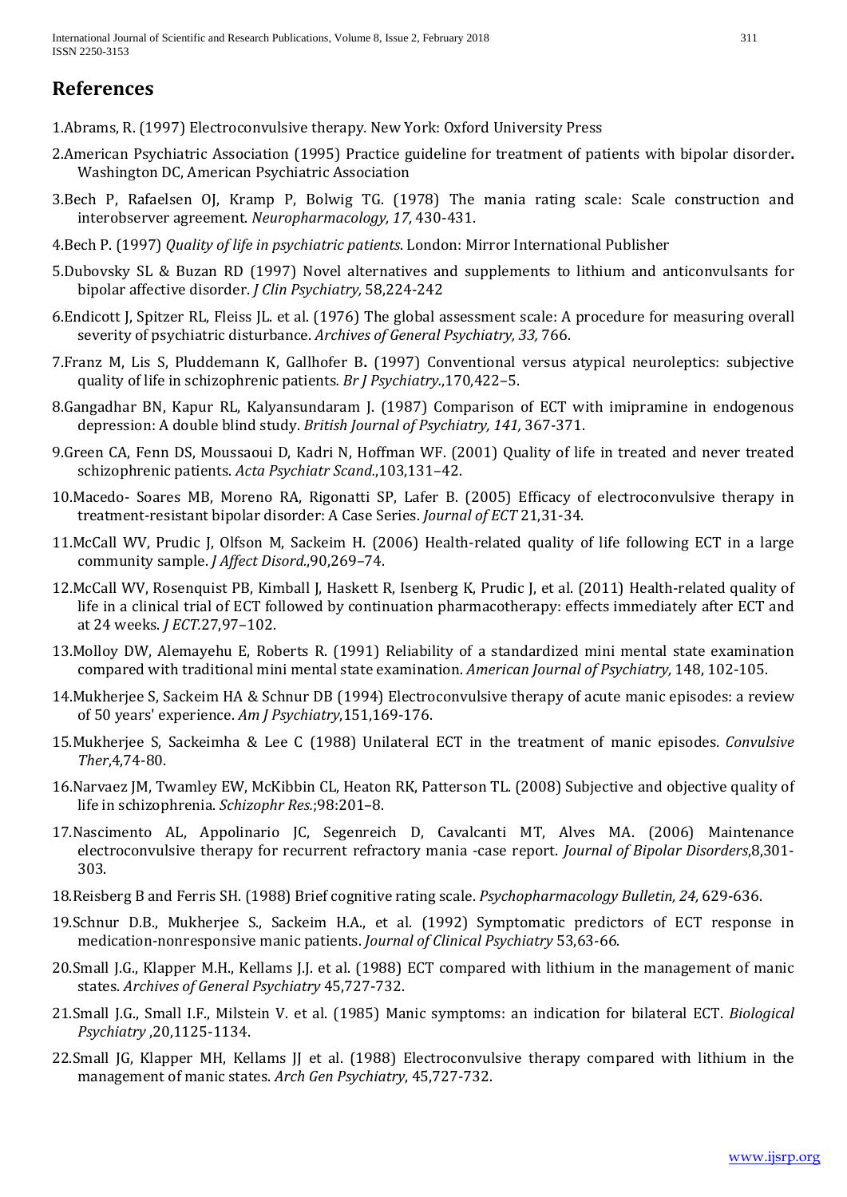## References

1.Abrams, R. (1997) Electroconvulsive therapy. New York: Oxford University Press

2.American Psychiatric Association (1995) Practice guideline for treatment of patients with bipolar disorder**.** Washington DC, American Psychiatric Association

3.Bech P, Rafaelsen OJ, Kramp P, Bolwig TG. (1978) The mania rating scale: Scale construction and interobserver agreement. *Neuropharmacology, 17,* 430-431.

4.Bech P. (1997) *Quality of life in psychiatric patients*. London: Mirror International Publisher

5.Dubovsky SL & Buzan RD (1997) Novel alternatives and supplements to lithium and anticonvulsants for bipolar affective disorder. *J Clin Psychiatry,* 58,224-242

6.Endicott J, Spitzer RL, Fleiss JL. et al. (1976) The global assessment scale: A procedure for measuring overall severity of psychiatric disturbance. *Archives of General Psychiatry, 33,* 766.

7.Franz M, Lis S, Pluddemann K, Gallhofer B**.** (1997) Conventional versus atypical neuroleptics: subjective quality of life in schizophrenic patients*. Br J Psychiatry.*,170,422–5.

8.Gangadhar BN, Kapur RL, Kalyansundaram J. (1987) Comparison of ECT with imipramine in endogenous depression: A double blind study. *British Journal of Psychiatry, 141,* 367-371.

9.Green CA, Fenn DS, Moussaoui D, Kadri N, Hoffman WF. (2001) Quality of life in treated and never treated schizophrenic patients. *Acta Psychiatr Scand*.,103,131–42.

10.Macedo- Soares MB, Moreno RA, Rigonatti SP, Lafer B. (2005) Efficacy of electroconvulsive therapy in treatment-resistant bipolar disorder: A Case Series. *Journal of ECT* 21,31-34.

11.McCall WV, Prudic J, Olfson M, Sackeim H. (2006) Health-related quality of life following ECT in a large community sample. *J Affect Disord*.,90,269–74.

12.McCall WV, Rosenquist PB, Kimball J, Haskett R, Isenberg K, Prudic J, et al. (2011) Health-related quality of life in a clinical trial of ECT followed by continuation pharmacotherapy: effects immediately after ECT and at 24 weeks. *J ECT.*27,97–102.

13.Molloy DW, Alemayehu E, Roberts R. (1991) Reliability of a standardized mini mental state examination compared with traditional mini mental state examination. *American Journal of Psychiatry,* 148, 102-105.

14.Mukherjee S, Sackeim HA & Schnur DB (1994) Electroconvulsive therapy of acute manic episodes: a review of 50 years' experience. *Am J Psychiatry*,151,169-176.

15.Mukherjee S, Sackeimha & Lee C (1988) Unilateral ECT in the treatment of manic episodes*. Convulsive Ther*,4,74-80.

16.Narvaez JM, Twamley EW, McKibbin CL, Heaton RK, Patterson TL. (2008) Subjective and objective quality of life in schizophrenia. *Schizophr Res.*;98:201–8.

17.Nascimento AL, Appolinario JC, Segenreich D, Cavalcanti MT, Alves MA. (2006) Maintenance electroconvulsive therapy for recurrent refractory mania -case report. *Journal of Bipolar Disorders*,8,301-303.

18.Reisberg B and Ferris SH. (1988) Brief cognitive rating scale. *Psychopharmacology Bulletin, 24,* 629-636.

19.Schnur D.B., Mukherjee S., Sackeim H.A., et al. (1992) Symptomatic predictors of ECT response in medication-nonresponsive manic patients. *Journal of Clinical Psychiatry* 53,63-66.

20.Small J.G., Klapper M.H., Kellams J.J. et al. (1988) ECT compared with lithium in the management of manic states. *Archives of General Psychiatry* 45,727-732.

21.Small J.G., Small I.F., Milstein V. et al. (1985) Manic symptoms: an indication for bilateral ECT. *Biological Psychiatry* ,20,1125-1134.

22.Small JG, Klapper MH, Kellams JJ et al. (1988) Electroconvulsive therapy compared with lithium in the management of manic states. *Arch Gen Psychiatry*, 45,727-732.